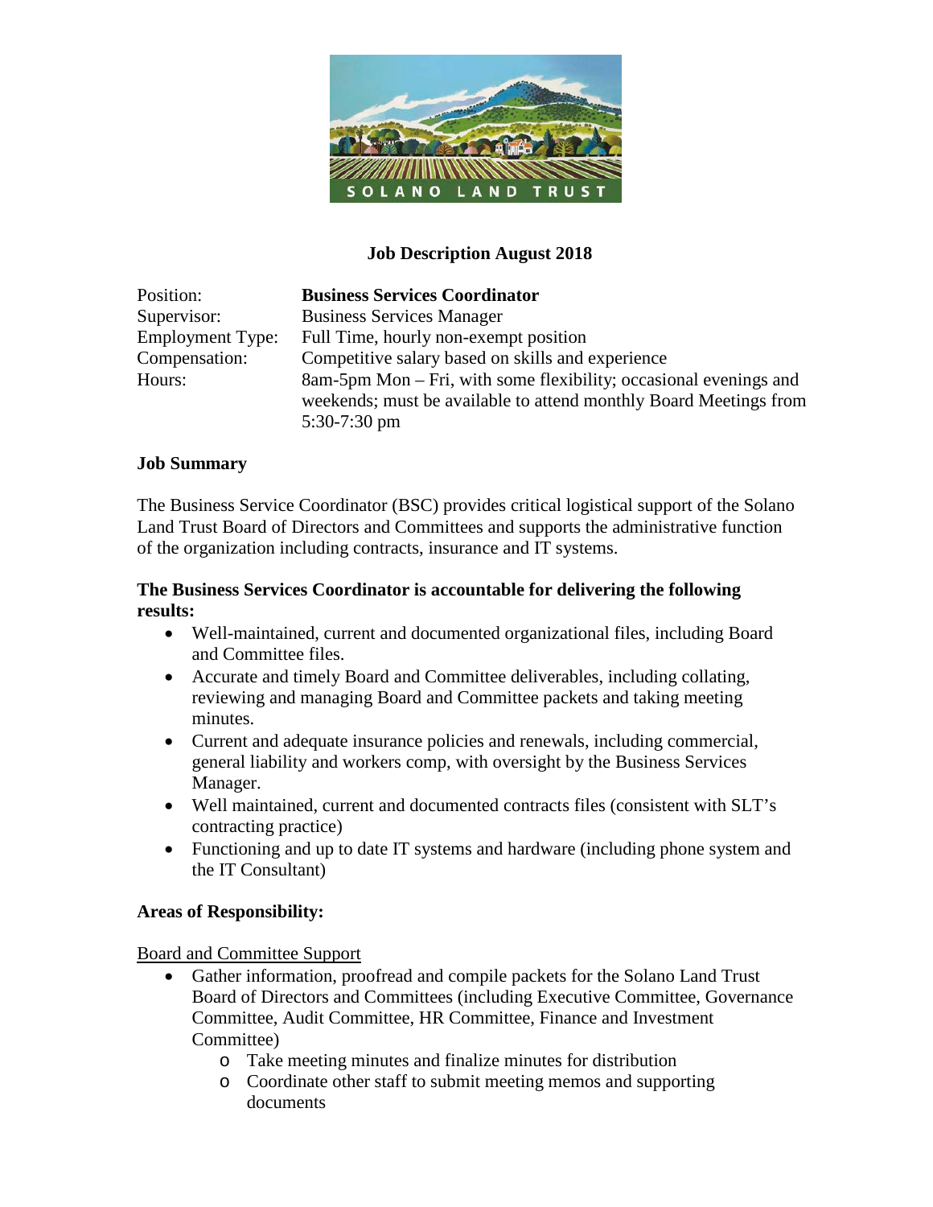SOLANO LAND TRUST

**Job Description August 2018**

| | |
|---|---|
| Position: | **Business Services Coordinator** |
| Supervisor: | Business Services Manager |
| Employment Type: | Full Time, hourly non-exempt position |
| Compensation: | Competitive salary based on skills and experience |
| Hours: | 8am-5pm Mon – Fri, with some flexibility; occasional evenings and weekends; must be available to attend monthly Board Meetings from 5:30-7:30 pm |

**Job Summary**

The Business Service Coordinator (BSC) provides critical logistical support of the Solano Land Trust Board of Directors and Committees and supports the administrative function of the organization including contracts, insurance and IT systems.

**The Business Services Coordinator is accountable for delivering the following results:**

- Well-maintained, current and documented organizational files, including Board and Committee files.
- Accurate and timely Board and Committee deliverables, including collating, reviewing and managing Board and Committee packets and taking meeting minutes.
- Current and adequate insurance policies and renewals, including commercial, general liability and workers comp, with oversight by the Business Services Manager.
- Well maintained, current and documented contracts files (consistent with SLT's contracting practice)
- Functioning and up to date IT systems and hardware (including phone system and the IT Consultant)

**Areas of Responsibility:**

Board and Committee Support

- Gather information, proofread and compile packets for the Solano Land Trust Board of Directors and Committees (including Executive Committee, Governance Committee, Audit Committee, HR Committee, Finance and Investment Committee)
  - Take meeting minutes and finalize minutes for distribution
  - Coordinate other staff to submit meeting memos and supporting documents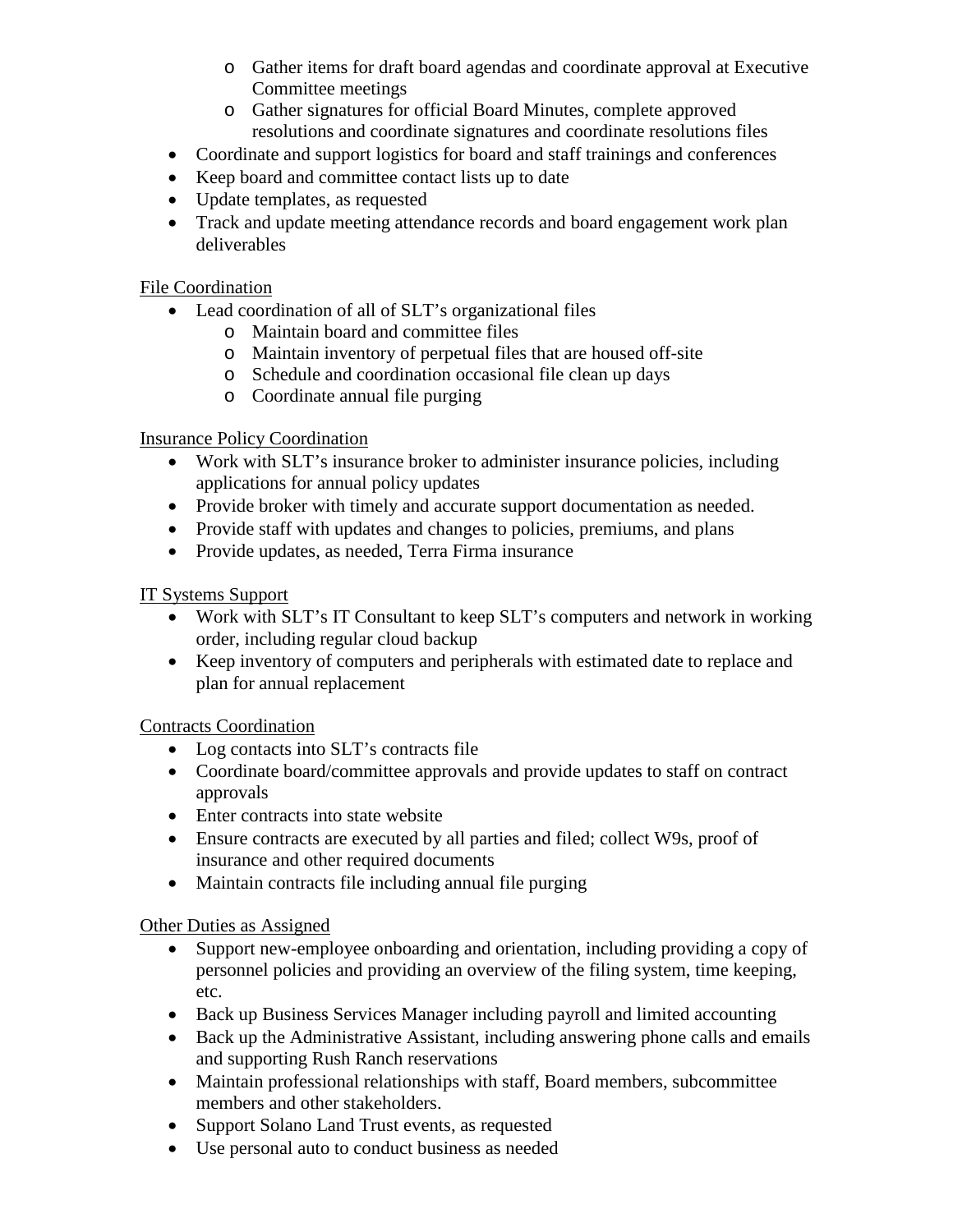- Gather items for draft board agendas and coordinate approval at Executive Committee meetings
    - Gather signatures for official Board Minutes, complete approved resolutions and coordinate signatures and coordinate resolutions files
- Coordinate and support logistics for board and staff trainings and conferences
- Keep board and committee contact lists up to date
- Update templates, as requested
- Track and update meeting attendance records and board engagement work plan deliverables

<u>File Coordination</u>

- Lead coordination of all of SLT's organizational files
    - Maintain board and committee files
    - Maintain inventory of perpetual files that are housed off-site
    - Schedule and coordination occasional file clean up days
    - Coordinate annual file purging

<u>Insurance Policy Coordination</u>

- Work with SLT's insurance broker to administer insurance policies, including applications for annual policy updates
- Provide broker with timely and accurate support documentation as needed.
- Provide staff with updates and changes to policies, premiums, and plans
- Provide updates, as needed, Terra Firma insurance

<u>IT Systems Support</u>

- Work with SLT's IT Consultant to keep SLT's computers and network in working order, including regular cloud backup
- Keep inventory of computers and peripherals with estimated date to replace and plan for annual replacement

<u>Contracts Coordination</u>

- Log contacts into SLT's contracts file
- Coordinate board/committee approvals and provide updates to staff on contract approvals
- Enter contracts into state website
- Ensure contracts are executed by all parties and filed; collect W9s, proof of insurance and other required documents
- Maintain contracts file including annual file purging

<u>Other Duties as Assigned</u>

- Support new-employee onboarding and orientation, including providing a copy of personnel policies and providing an overview of the filing system, time keeping, etc.
- Back up Business Services Manager including payroll and limited accounting
- Back up the Administrative Assistant, including answering phone calls and emails and supporting Rush Ranch reservations
- Maintain professional relationships with staff, Board members, subcommittee members and other stakeholders.
- Support Solano Land Trust events, as requested
- Use personal auto to conduct business as needed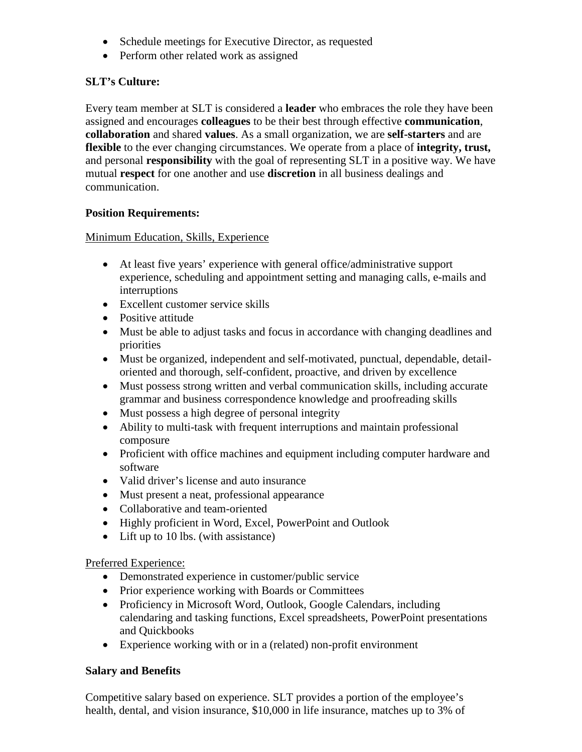- Schedule meetings for Executive Director, as requested
- Perform other related work as assigned

**SLT's Culture:**

Every team member at SLT is considered a **leader** who embraces the role they have been assigned and encourages **colleagues** to be their best through effective **communication**, **collaboration** and shared **values**. As a small organization, we are **self-starters** and are **flexible** to the ever changing circumstances. We operate from a place of **integrity, trust,** and personal **responsibility** with the goal of representing SLT in a positive way. We have mutual **respect** for one another and use **discretion** in all business dealings and communication.

**Position Requirements:**

<u>Minimum Education, Skills, Experience</u>

- At least five years' experience with general office/administrative support experience, scheduling and appointment setting and managing calls, e-mails and interruptions
- Excellent customer service skills
- Positive attitude
- Must be able to adjust tasks and focus in accordance with changing deadlines and priorities
- Must be organized, independent and self-motivated, punctual, dependable, detail-oriented and thorough, self-confident, proactive, and driven by excellence
- Must possess strong written and verbal communication skills, including accurate grammar and business correspondence knowledge and proofreading skills
- Must possess a high degree of personal integrity
- Ability to multi-task with frequent interruptions and maintain professional composure
- Proficient with office machines and equipment including computer hardware and software
- Valid driver's license and auto insurance
- Must present a neat, professional appearance
- Collaborative and team-oriented
- Highly proficient in Word, Excel, PowerPoint and Outlook
- Lift up to 10 lbs. (with assistance)

<u>Preferred Experience:</u>

- Demonstrated experience in customer/public service
- Prior experience working with Boards or Committees
- Proficiency in Microsoft Word, Outlook, Google Calendars, including calendaring and tasking functions, Excel spreadsheets, PowerPoint presentations and Quickbooks
- Experience working with or in a (related) non-profit environment

**Salary and Benefits**

Competitive salary based on experience. SLT provides a portion of the employee's health, dental, and vision insurance, $10,000 in life insurance, matches up to 3% of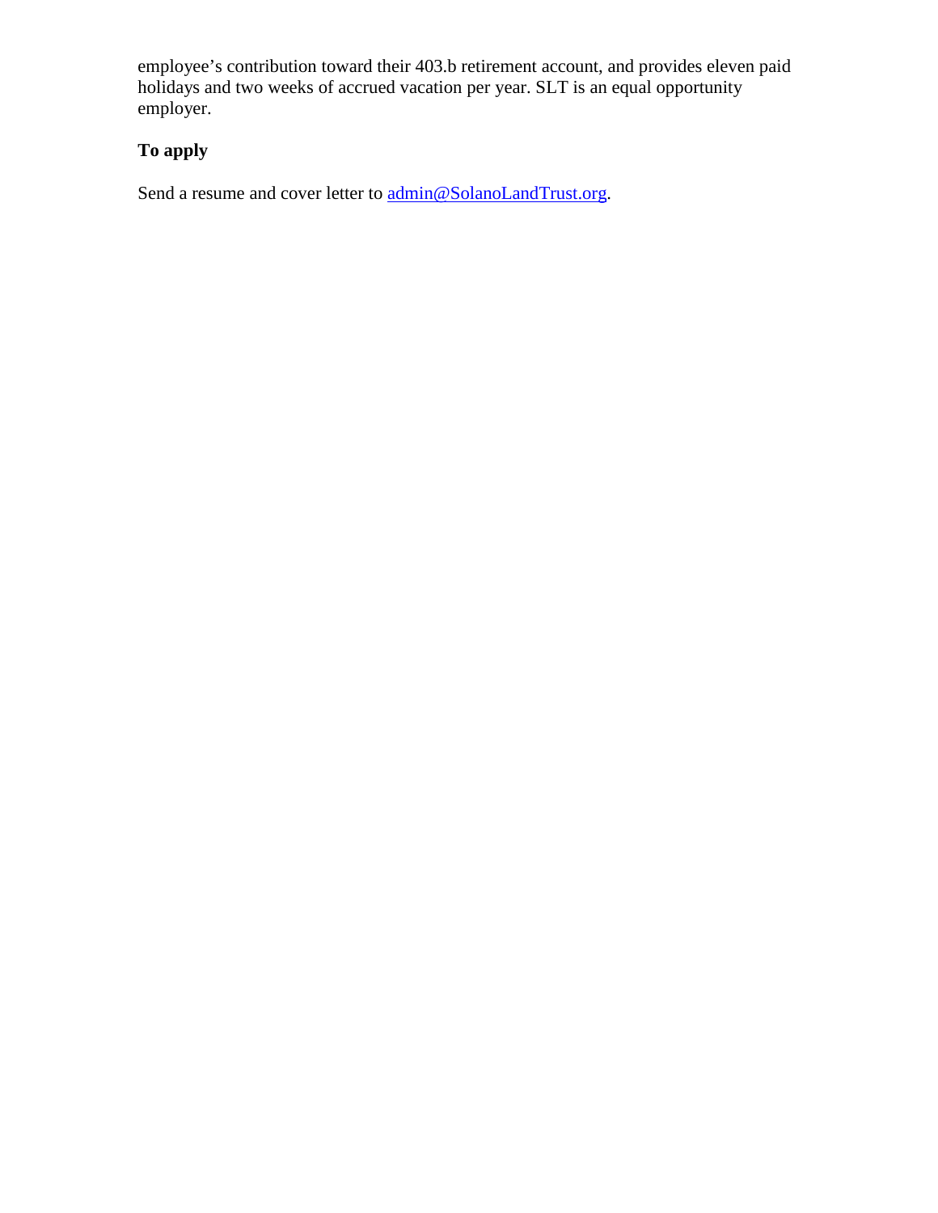employee's contribution toward their 403.b retirement account, and provides eleven paid holidays and two weeks of accrued vacation per year. SLT is an equal opportunity employer.

**To apply**

Send a resume and cover letter to admin@SolanoLandTrust.org.